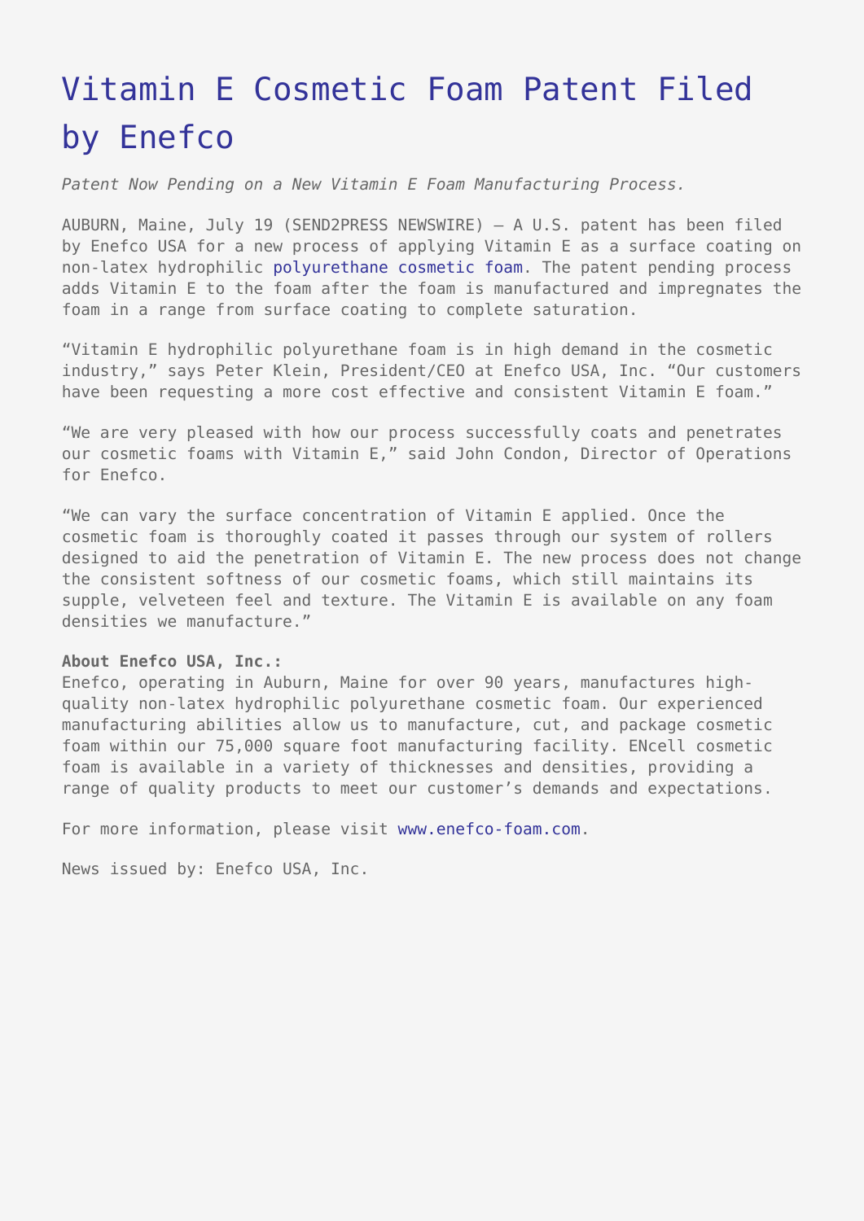# Vitamin E Cosmetic Foam Patent Filed by Enefco

*Patent Now Pending on a New Vitamin E Foam Manufacturing Process.*

AUBURN, Maine, July 19 (SEND2PRESS NEWSWIRE) — A U.S. patent has been filed by Enefco USA for a new process of applying Vitamin E as a surface coating on non-latex hydrophilic polyurethane cosmetic foam. The patent pending process adds Vitamin E to the foam after the foam is manufactured and impregnates the foam in a range from surface coating to complete saturation.

“Vitamin E hydrophilic polyurethane foam is in high demand in the cosmetic industry,” says Peter Klein, President/CEO at Enefco USA, Inc. “Our customers have been requesting a more cost effective and consistent Vitamin E foam.”

“We are very pleased with how our process successfully coats and penetrates our cosmetic foams with Vitamin E,” said John Condon, Director of Operations for Enefco.

“We can vary the surface concentration of Vitamin E applied. Once the cosmetic foam is thoroughly coated it passes through our system of rollers designed to aid the penetration of Vitamin E. The new process does not change the consistent softness of our cosmetic foams, which still maintains its supple, velveteen feel and texture. The Vitamin E is available on any foam densities we manufacture.”

**About Enefco USA, Inc.:**
Enefco, operating in Auburn, Maine for over 90 years, manufactures high-quality non-latex hydrophilic polyurethane cosmetic foam. Our experienced manufacturing abilities allow us to manufacture, cut, and package cosmetic foam within our 75,000 square foot manufacturing facility. ENcell cosmetic foam is available in a variety of thicknesses and densities, providing a range of quality products to meet our customer’s demands and expectations.

For more information, please visit www.enefco-foam.com.

News issued by: Enefco USA, Inc.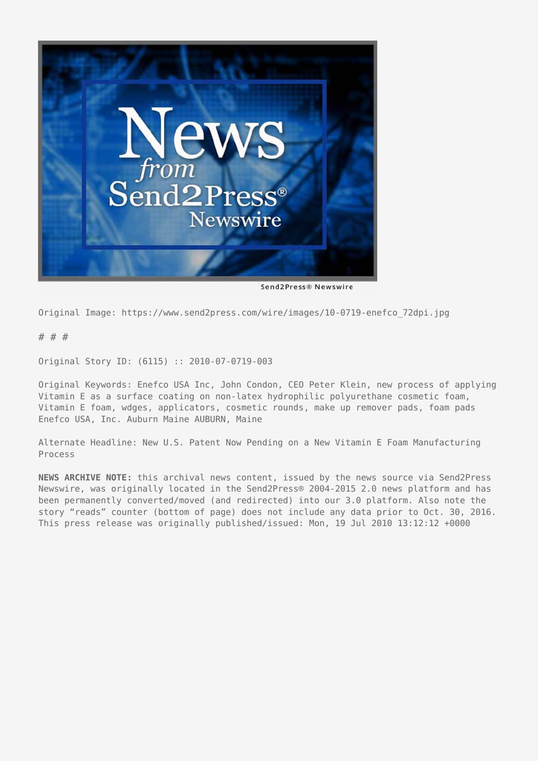Send2Press® Newswire

Original Image: https://www.send2press.com/wire/images/10-0719-enefco_72dpi.jpg

# # #

Original Story ID: (6115) :: 2010-07-0719-003

Original Keywords: Enefco USA Inc, John Condon, CEO Peter Klein, new process of applying Vitamin E as a surface coating on non-latex hydrophilic polyurethane cosmetic foam, Vitamin E foam, wdges, applicators, cosmetic rounds, make up remover pads, foam pads Enefco USA, Inc. Auburn Maine AUBURN, Maine

Alternate Headline: New U.S. Patent Now Pending on a New Vitamin E Foam Manufacturing Process

**NEWS ARCHIVE NOTE:** this archival news content, issued by the news source via Send2Press Newswire, was originally located in the Send2Press® 2004-2015 2.0 news platform and has been permanently converted/moved (and redirected) into our 3.0 platform. Also note the story "reads" counter (bottom of page) does not include any data prior to Oct. 30, 2016. This press release was originally published/issued: Mon, 19 Jul 2010 13:12:12 +0000